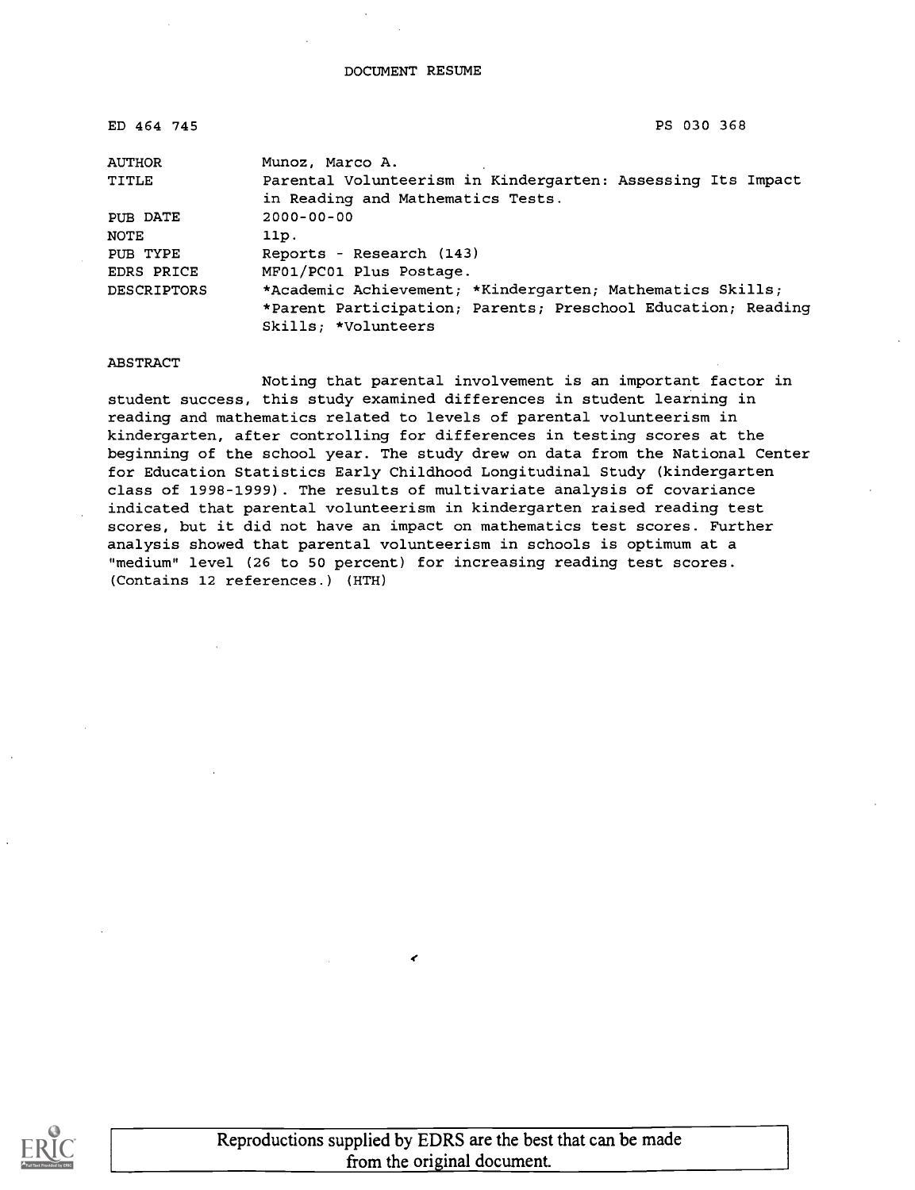DOCUMENT RESUME

| | | |
|---|---|---|
| ED 464 745 | | PS 030 368 |
| AUTHOR | Munoz, Marco A. | |
| TITLE | Parental Volunteerism in Kindergarten: Assessing Its Impact in Reading and Mathematics Tests. | |
| PUB DATE | 2000-00-00 | |
| NOTE | 11p. | |
| PUB TYPE | Reports - Research (143) | |
| EDRS PRICE | MF01/PC01 Plus Postage. | |
| DESCRIPTORS | *Academic Achievement; *Kindergarten; Mathematics Skills; *Parent Participation; Parents; Preschool Education; Reading Skills; *Volunteers | |

ABSTRACT

Noting that parental involvement is an important factor in student success, this study examined differences in student learning in reading and mathematics related to levels of parental volunteerism in kindergarten, after controlling for differences in testing scores at the beginning of the school year. The study drew on data from the National Center for Education Statistics Early Childhood Longitudinal Study (kindergarten class of 1998-1999). The results of multivariate analysis of covariance indicated that parental volunteerism in kindergarten raised reading test scores, but it did not have an impact on mathematics test scores. Further analysis showed that parental volunteerism in schools is optimum at a "medium" level (26 to 50 percent) for increasing reading test scores. (Contains 12 references.) (HTH)

Reproductions supplied by EDRS are the best that can be made from the original document.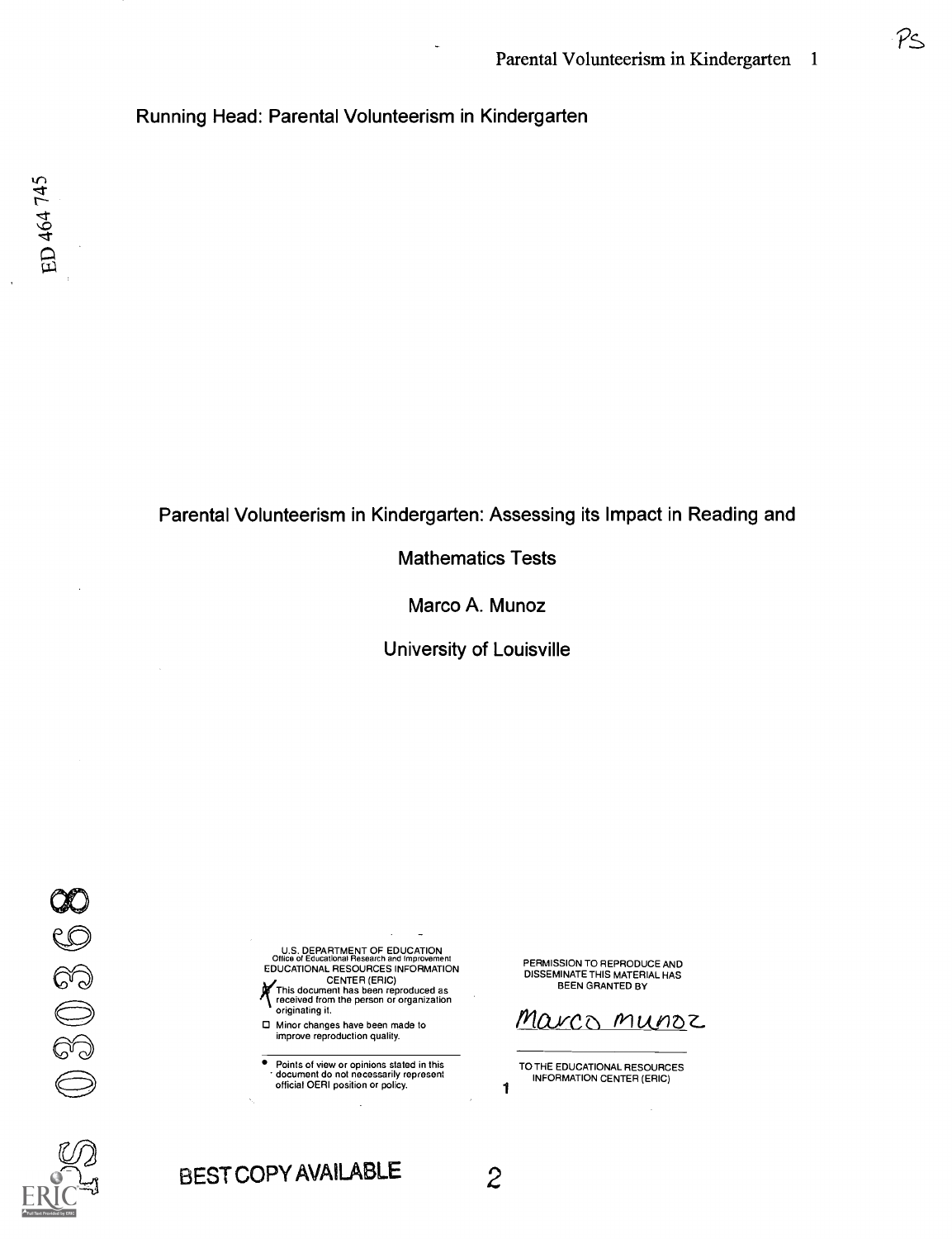Running Head: Parental Volunteerism in Kindergarten

Parental Volunteerism in Kindergarten: Assessing its Impact in Reading and Mathematics Tests

Marco A. Munoz

University of Louisville

U.S. DEPARTMENT OF EDUCATION
Office of Educational Research and Improvement
EDUCATIONAL RESOURCES INFORMATION CENTER (ERIC)

- [x] This document has been reproduced as received from the person or organization originating it.
- [ ] Minor changes have been made to improve reproduction quality.

- Points of view or opinions stated in this document do not necessarily represent official OERI position or policy.

PERMISSION TO REPRODUCE AND DISSEMINATE THIS MATERIAL HAS BEEN GRANTED BY

Marco Munoz

TO THE EDUCATIONAL RESOURCES INFORMATION CENTER (ERIC)

BEST COPY AVAILABLE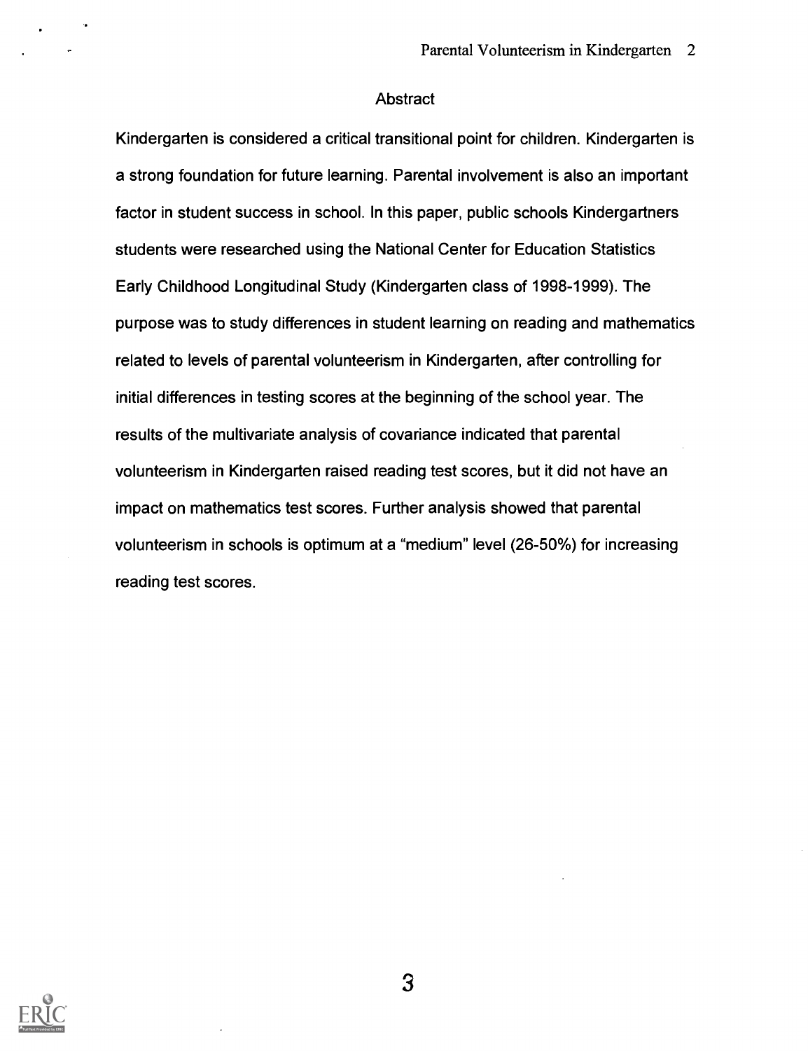## Abstract

Kindergarten is considered a critical transitional point for children. Kindergarten is a strong foundation for future learning. Parental involvement is also an important factor in student success in school. In this paper, public schools Kindergartners students were researched using the National Center for Education Statistics Early Childhood Longitudinal Study (Kindergarten class of 1998-1999). The purpose was to study differences in student learning on reading and mathematics related to levels of parental volunteerism in Kindergarten, after controlling for initial differences in testing scores at the beginning of the school year. The results of the multivariate analysis of covariance indicated that parental volunteerism in Kindergarten raised reading test scores, but it did not have an impact on mathematics test scores. Further analysis showed that parental volunteerism in schools is optimum at a "medium" level (26-50%) for increasing reading test scores.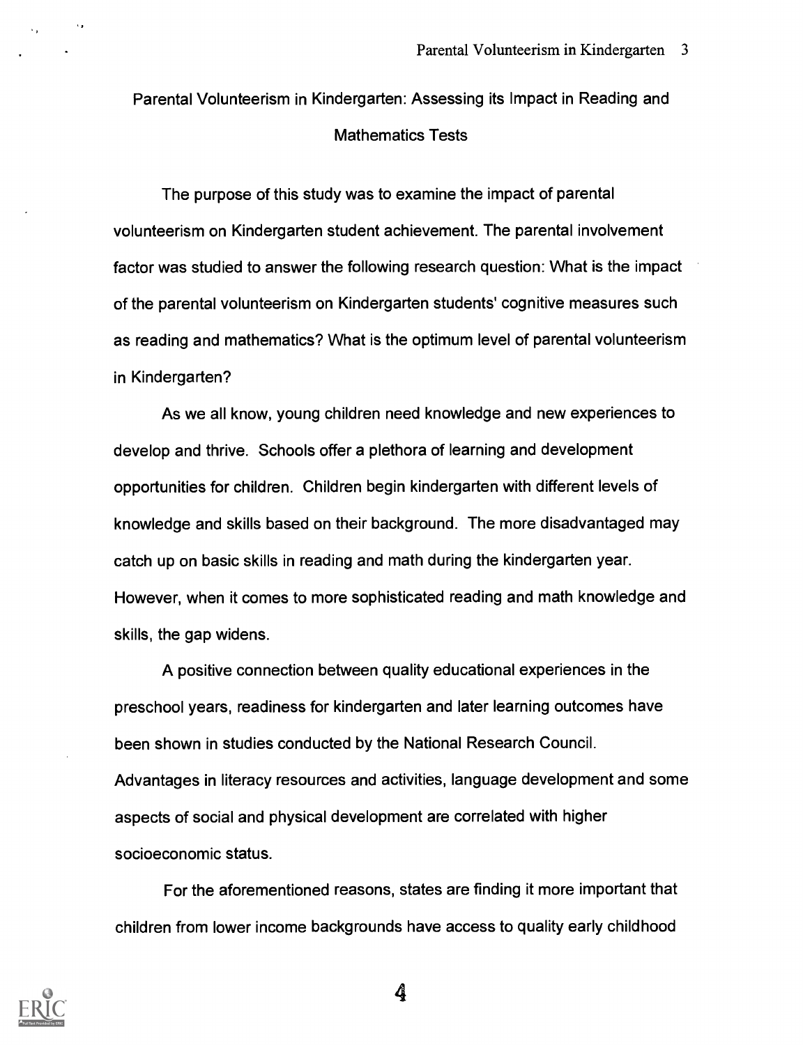# Parental Volunteerism in Kindergarten: Assessing its Impact in Reading and Mathematics Tests

The purpose of this study was to examine the impact of parental volunteerism on Kindergarten student achievement. The parental involvement factor was studied to answer the following research question: What is the impact of the parental volunteerism on Kindergarten students' cognitive measures such as reading and mathematics? What is the optimum level of parental volunteerism in Kindergarten?

As we all know, young children need knowledge and new experiences to develop and thrive. Schools offer a plethora of learning and development opportunities for children. Children begin kindergarten with different levels of knowledge and skills based on their background. The more disadvantaged may catch up on basic skills in reading and math during the kindergarten year. However, when it comes to more sophisticated reading and math knowledge and skills, the gap widens.

A positive connection between quality educational experiences in the preschool years, readiness for kindergarten and later learning outcomes have been shown in studies conducted by the National Research Council. Advantages in literacy resources and activities, language development and some aspects of social and physical development are correlated with higher socioeconomic status.

For the aforementioned reasons, states are finding it more important that children from lower income backgrounds have access to quality early childhood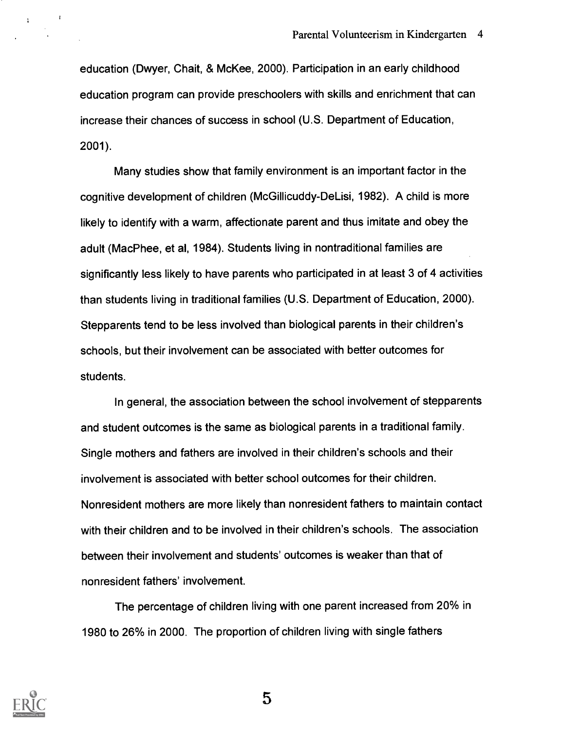education (Dwyer, Chait, & McKee, 2000). Participation in an early childhood education program can provide preschoolers with skills and enrichment that can increase their chances of success in school (U.S. Department of Education, 2001).

Many studies show that family environment is an important factor in the cognitive development of children (McGillicuddy-DeLisi, 1982). A child is more likely to identify with a warm, affectionate parent and thus imitate and obey the adult (MacPhee, et al, 1984). Students living in nontraditional families are significantly less likely to have parents who participated in at least 3 of 4 activities than students living in traditional families (U.S. Department of Education, 2000). Stepparents tend to be less involved than biological parents in their children's schools, but their involvement can be associated with better outcomes for students.

In general, the association between the school involvement of stepparents and student outcomes is the same as biological parents in a traditional family. Single mothers and fathers are involved in their children's schools and their involvement is associated with better school outcomes for their children. Nonresident mothers are more likely than nonresident fathers to maintain contact with their children and to be involved in their children's schools. The association between their involvement and students' outcomes is weaker than that of nonresident fathers' involvement.

The percentage of children living with one parent increased from 20% in 1980 to 26% in 2000. The proportion of children living with single fathers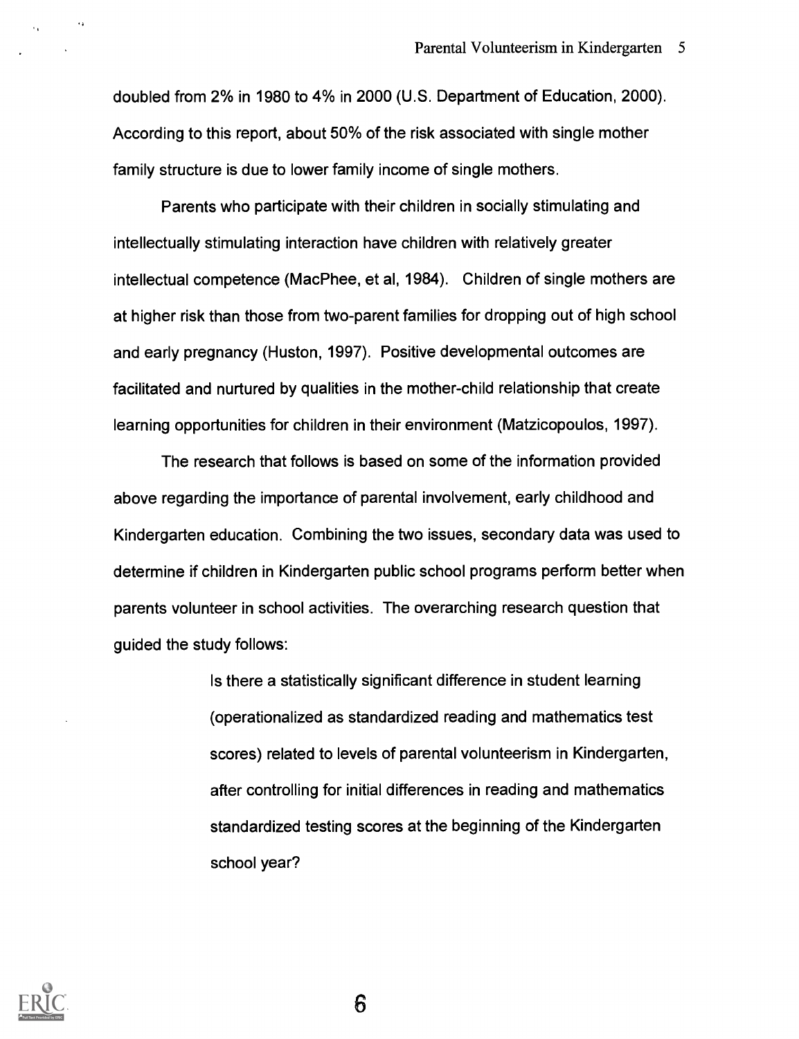doubled from 2% in 1980 to 4% in 2000 (U.S. Department of Education, 2000). According to this report, about 50% of the risk associated with single mother family structure is due to lower family income of single mothers.

Parents who participate with their children in socially stimulating and intellectually stimulating interaction have children with relatively greater intellectual competence (MacPhee, et al, 1984). Children of single mothers are at higher risk than those from two-parent families for dropping out of high school and early pregnancy (Huston, 1997). Positive developmental outcomes are facilitated and nurtured by qualities in the mother-child relationship that create learning opportunities for children in their environment (Matzicopoulos, 1997).

The research that follows is based on some of the information provided above regarding the importance of parental involvement, early childhood and Kindergarten education. Combining the two issues, secondary data was used to determine if children in Kindergarten public school programs perform better when parents volunteer in school activities. The overarching research question that guided the study follows:

> Is there a statistically significant difference in student learning (operationalized as standardized reading and mathematics test scores) related to levels of parental volunteerism in Kindergarten, after controlling for initial differences in reading and mathematics standardized testing scores at the beginning of the Kindergarten school year?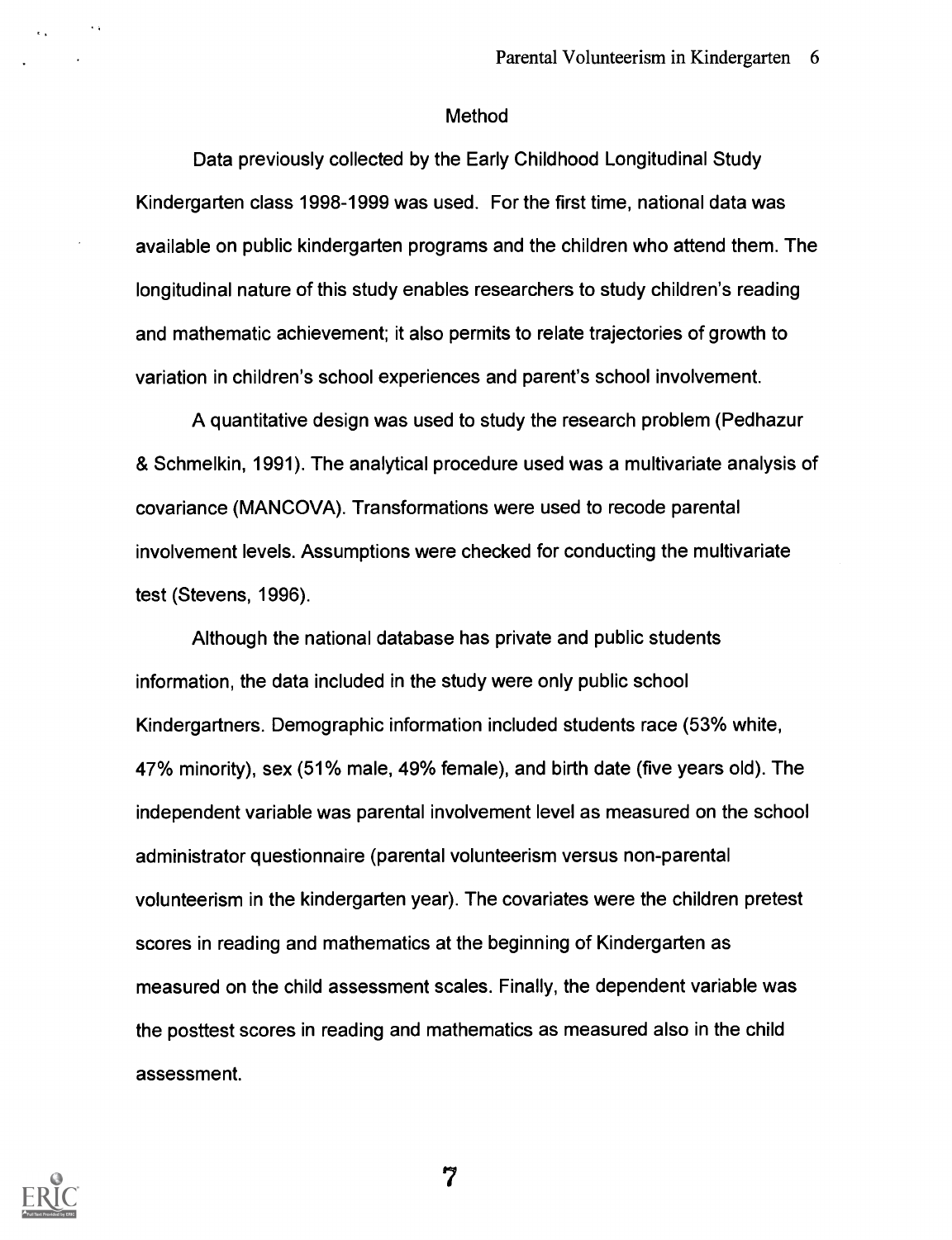## Method

Data previously collected by the Early Childhood Longitudinal Study Kindergarten class 1998-1999 was used. For the first time, national data was available on public kindergarten programs and the children who attend them. The longitudinal nature of this study enables researchers to study children's reading and mathematic achievement; it also permits to relate trajectories of growth to variation in children's school experiences and parent's school involvement.

A quantitative design was used to study the research problem (Pedhazur & Schmelkin, 1991). The analytical procedure used was a multivariate analysis of covariance (MANCOVA). Transformations were used to recode parental involvement levels. Assumptions were checked for conducting the multivariate test (Stevens, 1996).

Although the national database has private and public students information, the data included in the study were only public school Kindergartners. Demographic information included students race (53% white, 47% minority), sex (51% male, 49% female), and birth date (five years old). The independent variable was parental involvement level as measured on the school administrator questionnaire (parental volunteerism versus non-parental volunteerism in the kindergarten year). The covariates were the children pretest scores in reading and mathematics at the beginning of Kindergarten as measured on the child assessment scales. Finally, the dependent variable was the posttest scores in reading and mathematics as measured also in the child assessment.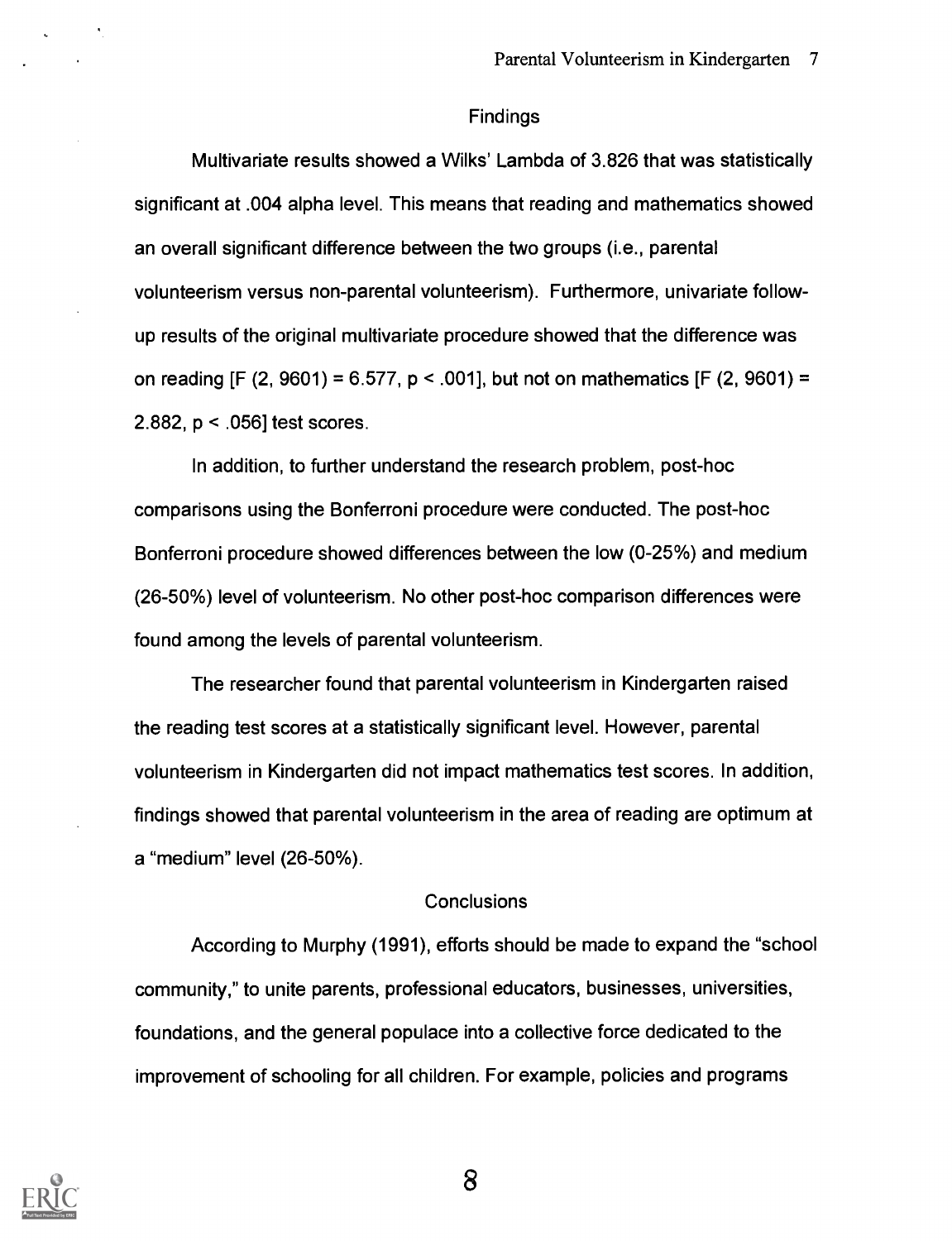## Findings

Multivariate results showed a Wilks' Lambda of 3.826 that was statistically significant at .004 alpha level. This means that reading and mathematics showed an overall significant difference between the two groups (i.e., parental volunteerism versus non-parental volunteerism). Furthermore, univariate follow-up results of the original multivariate procedure showed that the difference was on reading [$F(2, 9601) = 6.577$, $p < .001$], but not on mathematics [$F(2, 9601) = 2.882$, $p < .056$] test scores.

In addition, to further understand the research problem, post-hoc comparisons using the Bonferroni procedure were conducted. The post-hoc Bonferroni procedure showed differences between the low (0-25%) and medium (26-50%) level of volunteerism. No other post-hoc comparison differences were found among the levels of parental volunteerism.

The researcher found that parental volunteerism in Kindergarten raised the reading test scores at a statistically significant level. However, parental volunteerism in Kindergarten did not impact mathematics test scores. In addition, findings showed that parental volunteerism in the area of reading are optimum at a "medium" level (26-50%).

## Conclusions

According to Murphy (1991), efforts should be made to expand the "school community," to unite parents, professional educators, businesses, universities, foundations, and the general populace into a collective force dedicated to the improvement of schooling for all children. For example, policies and programs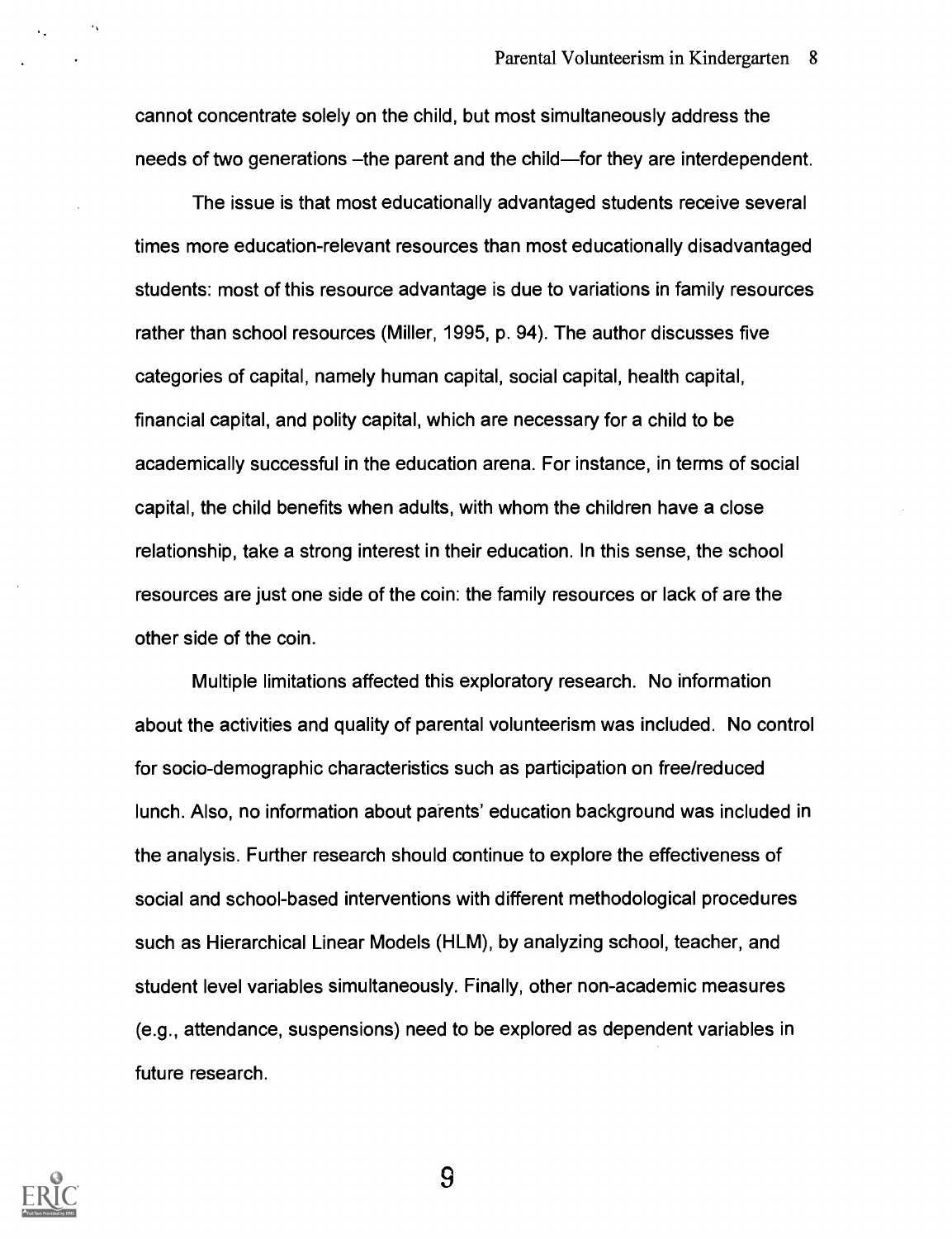cannot concentrate solely on the child, but most simultaneously address the needs of two generations –the parent and the child—for they are interdependent.

The issue is that most educationally advantaged students receive several times more education-relevant resources than most educationally disadvantaged students: most of this resource advantage is due to variations in family resources rather than school resources (Miller, 1995, p. 94). The author discusses five categories of capital, namely human capital, social capital, health capital, financial capital, and polity capital, which are necessary for a child to be academically successful in the education arena. For instance, in terms of social capital, the child benefits when adults, with whom the children have a close relationship, take a strong interest in their education. In this sense, the school resources are just one side of the coin: the family resources or lack of are the other side of the coin.

Multiple limitations affected this exploratory research. No information about the activities and quality of parental volunteerism was included. No control for socio-demographic characteristics such as participation on free/reduced lunch. Also, no information about parents' education background was included in the analysis. Further research should continue to explore the effectiveness of social and school-based interventions with different methodological procedures such as Hierarchical Linear Models (HLM), by analyzing school, teacher, and student level variables simultaneously. Finally, other non-academic measures (e.g., attendance, suspensions) need to be explored as dependent variables in future research.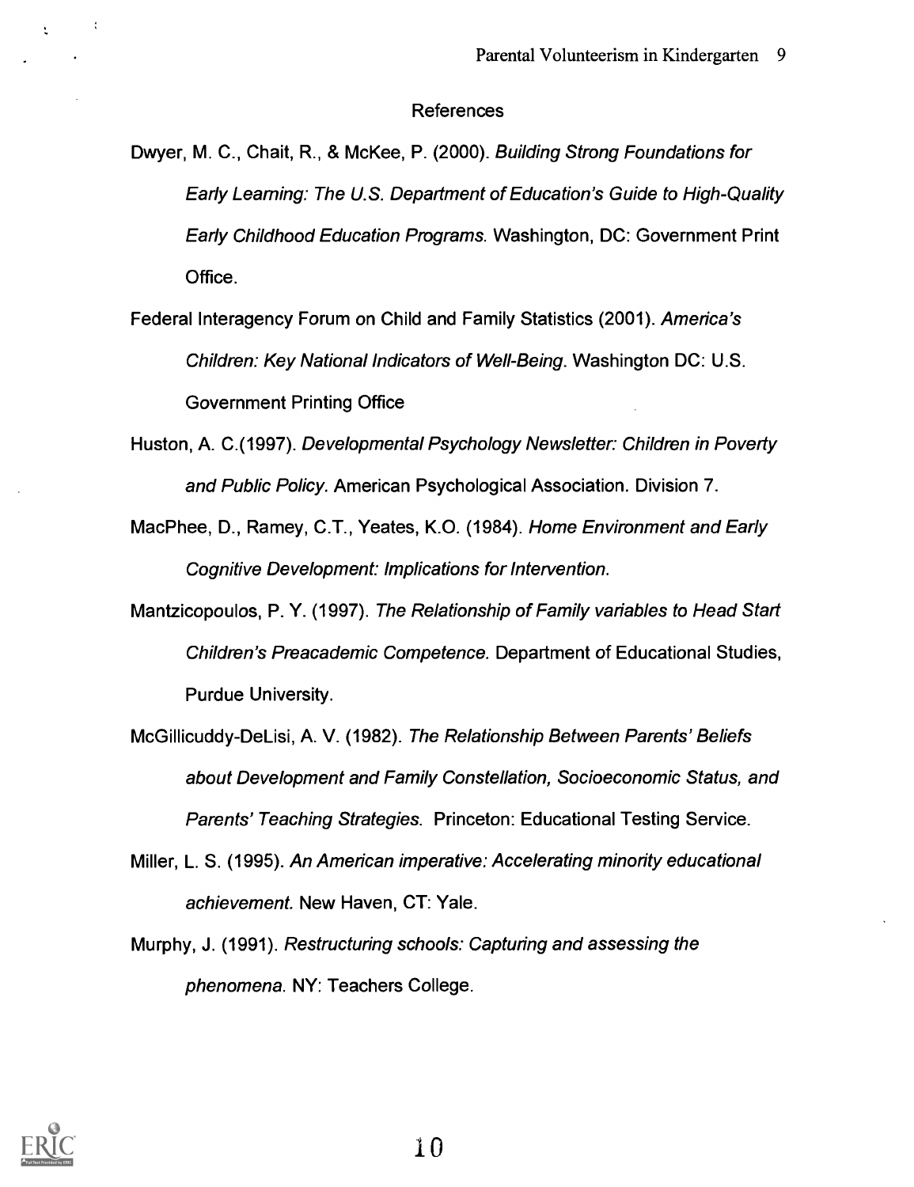## References

Dwyer, M. C., Chait, R., & McKee, P. (2000). *Building Strong Foundations for Early Learning: The U.S. Department of Education's Guide to High-Quality Early Childhood Education Programs.* Washington, DC: Government Print Office.

Federal Interagency Forum on Child and Family Statistics (2001). *America's Children: Key National Indicators of Well-Being.* Washington DC: U.S. Government Printing Office

Huston, A. C.(1997). *Developmental Psychology Newsletter: Children in Poverty and Public Policy.* American Psychological Association. Division 7.

MacPhee, D., Ramey, C.T., Yeates, K.O. (1984). *Home Environment and Early Cognitive Development: Implications for Intervention.*

Mantzicopoulos, P. Y. (1997). *The Relationship of Family variables to Head Start Children's Preacademic Competence.* Department of Educational Studies, Purdue University.

McGillicuddy-DeLisi, A. V. (1982). *The Relationship Between Parents' Beliefs about Development and Family Constellation, Socioeconomic Status, and Parents' Teaching Strategies.* Princeton: Educational Testing Service.

Miller, L. S. (1995). *An American imperative: Accelerating minority educational achievement.* New Haven, CT: Yale.

Murphy, J. (1991). *Restructuring schools: Capturing and assessing the phenomena.* NY: Teachers College.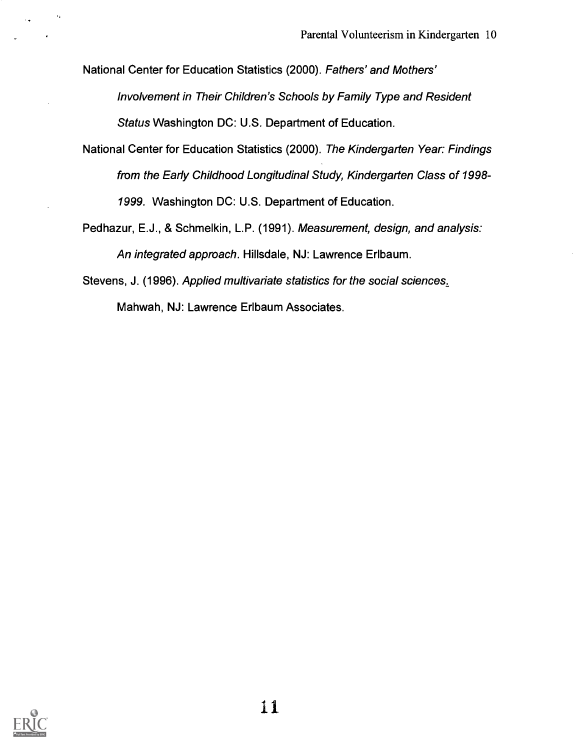National Center for Education Statistics (2000). *Fathers' and Mothers' Involvement in Their Children's Schools by Family Type and Resident Status* Washington DC: U.S. Department of Education.

National Center for Education Statistics (2000). *The Kindergarten Year: Findings from the Early Childhood Longitudinal Study, Kindergarten Class of 1998-1999.* Washington DC: U.S. Department of Education.

Pedhazur, E.J., & Schmelkin, L.P. (1991). *Measurement, design, and analysis: An integrated approach*. Hillsdale, NJ: Lawrence Erlbaum.

Stevens, J. (1996). *Applied multivariate statistics for the social sciences.* Mahwah, NJ: Lawrence Erlbaum Associates.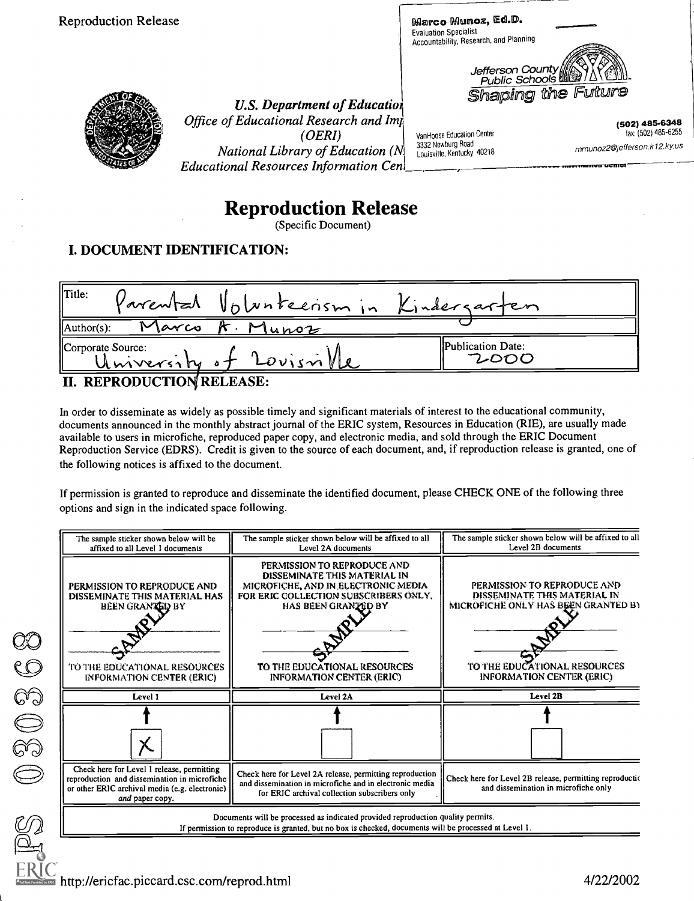Reproduction Release

Marco Munoz, Ed.D.
Evaluation Specialist
Accountability, Research, and Planning

Jefferson County Public Schools
Shaping the Future

VanHoose Education Center
3332 Newburg Road
Louisville, Kentucky 40218

(502) 485-6348
fax: (502) 485-6255
mmunoz2@jefferson.k12.ky.us

*U.S. Department of Educatio*
*Office of Educational Research and Im*
*(OERI)*
*National Library of Education (N*
*Educational Resources Information Cen*

# Reproduction Release

(Specific Document)

## I. DOCUMENT IDENTIFICATION:

| Title: Parental Volunteerism in Kindergarten | |
|---|---|
| Author(s): Marco A. Munoz | |
| Corporate Source: University of Louisville | Publication Date: 2000 |

## II. REPRODUCTION RELEASE:

In order to disseminate as widely as possible timely and significant materials of interest to the educational community, documents announced in the monthly abstract journal of the ERIC system, Resources in Education (RIE), are usually made available to users in microfiche, reproduced paper copy, and electronic media, and sold through the ERIC Document Reproduction Service (EDRS). Credit is given to the source of each document, and, if reproduction release is granted, one of the following notices is affixed to the document.

If permission is granted to reproduce and disseminate the identified document, please CHECK ONE of the following three options and sign in the indicated space following.

| The sample sticker shown below will be affixed to all Level 1 documents | The sample sticker shown below will be affixed to all Level 2A documents | The sample sticker shown below will be affixed to all Level 2B documents |
|---|---|---|
| PERMISSION TO REPRODUCE AND DISSEMINATE THIS MATERIAL HAS BEEN GRANTED BY SAMPLE TO THE EDUCATIONAL RESOURCES INFORMATION CENTER (ERIC) | PERMISSION TO REPRODUCE AND DISSEMINATE THIS MATERIAL IN MICROFICHE, AND IN ELECTRONIC MEDIA FOR ERIC COLLECTION SUBSCRIBERS ONLY, HAS BEEN GRANTED BY SAMPLE TO THE EDUCATIONAL RESOURCES INFORMATION CENTER (ERIC) | PERMISSION TO REPRODUCE AND DISSEMINATE THIS MATERIAL IN MICROFICHE ONLY HAS BEEN GRANTED BY SAMPLE TO THE EDUCATIONAL RESOURCES INFORMATION CENTER (ERIC) |
| Level 1 | Level 2A | Level 2B |
| X | | |
| Check here for Level 1 release, permitting reproduction and dissemination in microfiche or other ERIC archival media (e.g. electronic) *and* paper copy. | Check here for Level 2A release, permitting reproduction and dissemination in microfiche and in electronic media for ERIC archival collection subscribers only | Check here for Level 2B release, permitting reproduction and dissemination in microfiche only |

Documents will be processed as indicated provided reproduction quality permits.
If permission to reproduce is granted, but no box is checked, documents will be processed at Level 1.

PS 030368

http://ericfac.piccard.csc.com/reprod.html 4/22/2002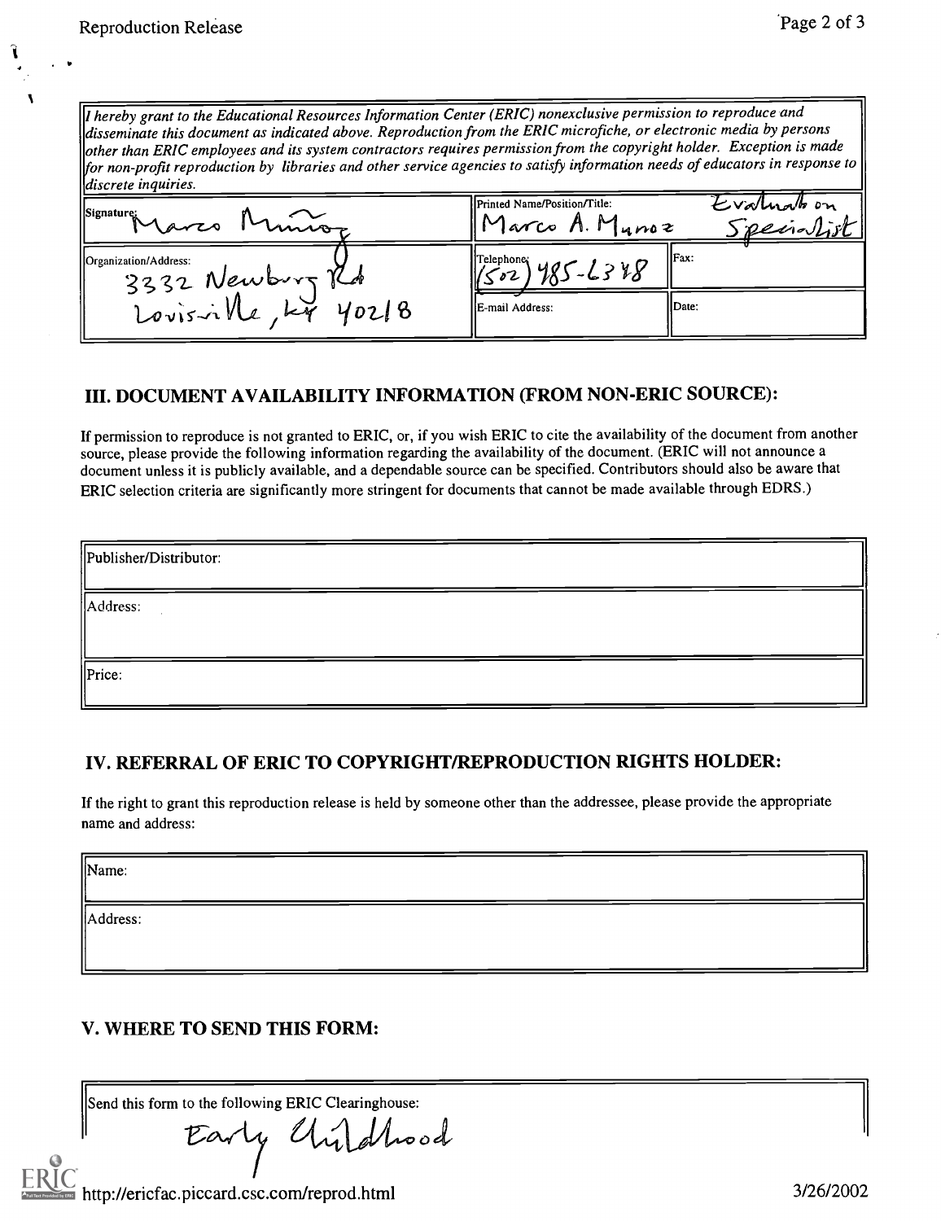*I hereby grant to the Educational Resources Information Center (ERIC) nonexclusive permission to reproduce and disseminate this document as indicated above. Reproduction from the ERIC microfiche, or electronic media by persons other than ERIC employees and its system contractors requires permission from the copyright holder. Exception is made for non-profit reproduction by libraries and other service agencies to satisfy information needs of educators in response to discrete inquiries.*

| | | |
|---|---|---|
| Signature: Marco Muñoz | Printed Name/Position/Title: Marco A. Munoz Evaluation Specialist | |
| Organization/Address: 3332 Newburg Rd Louisville, KY 40218 | Telephone: (502) 485-6348 | Fax: |
| | E-mail Address: | Date: |

## III. DOCUMENT AVAILABILITY INFORMATION (FROM NON-ERIC SOURCE):

If permission to reproduce is not granted to ERIC, or, if you wish ERIC to cite the availability of the document from another source, please provide the following information regarding the availability of the document. (ERIC will not announce a document unless it is publicly available, and a dependable source can be specified. Contributors should also be aware that ERIC selection criteria are significantly more stringent for documents that cannot be made available through EDRS.)

| |
|---|
| Publisher/Distributor: |
| Address: |
| Price: |

## IV. REFERRAL OF ERIC TO COPYRIGHT/REPRODUCTION RIGHTS HOLDER:

If the right to grant this reproduction release is held by someone other than the addressee, please provide the appropriate name and address:

| |
|---|
| Name: |
| Address: |

## V. WHERE TO SEND THIS FORM:

| |
|---|
| Send this form to the following ERIC Clearinghouse: Early Childhood |

http://ericfac.piccard.csc.com/reprod.html

3/26/2002